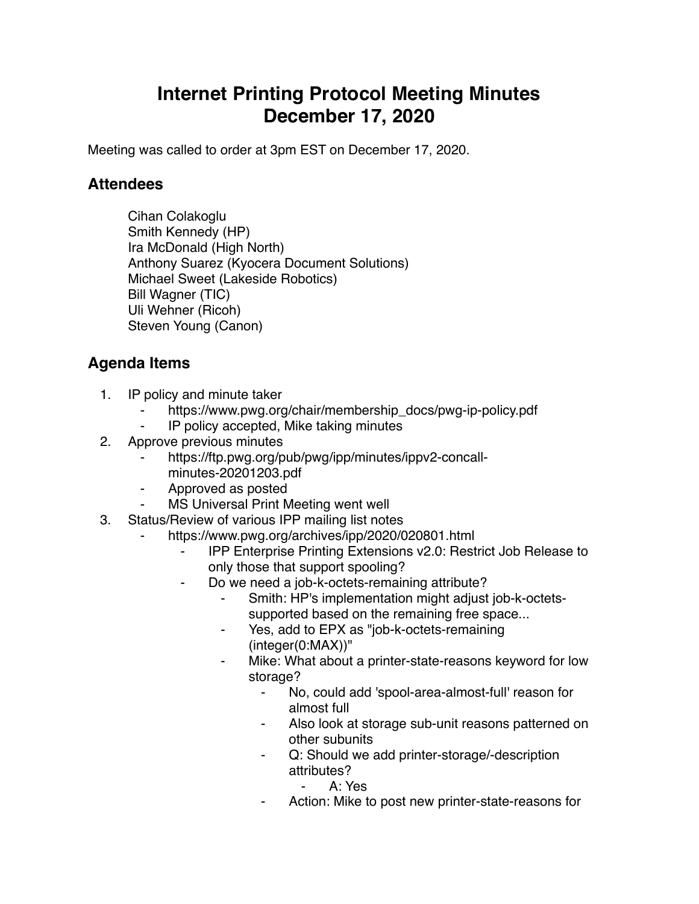# Internet Printing Protocol Meeting Minutes
# December 17, 2020

Meeting was called to order at 3pm EST on December 17, 2020.

## Attendees

Cihan Colakoglu
Smith Kennedy (HP)
Ira McDonald (High North)
Anthony Suarez (Kyocera Document Solutions)
Michael Sweet (Lakeside Robotics)
Bill Wagner (TIC)
Uli Wehner (Ricoh)
Steven Young (Canon)

## Agenda Items

1. IP policy and minute taker
    - https://www.pwg.org/chair/membership_docs/pwg-ip-policy.pdf
    - IP policy accepted, Mike taking minutes
2. Approve previous minutes
    - https://ftp.pwg.org/pub/pwg/ipp/minutes/ippv2-concall-minutes-20201203.pdf
    - Approved as posted
    - MS Universal Print Meeting went well
3. Status/Review of various IPP mailing list notes
    - https://www.pwg.org/archives/ipp/2020/020801.html
        - IPP Enterprise Printing Extensions v2.0: Restrict Job Release to only those that support spooling?
        - Do we need a job-k-octets-remaining attribute?
            - Smith: HP's implementation might adjust job-k-octets-supported based on the remaining free space...
            - Yes, add to EPX as "job-k-octets-remaining (integer(0:MAX))"
            - Mike: What about a printer-state-reasons keyword for low storage?
                - No, could add 'spool-area-almost-full' reason for almost full
                - Also look at storage sub-unit reasons patterned on other subunits
                - Q: Should we add printer-storage/-description attributes?
                    - A: Yes
                - Action: Mike to post new printer-state-reasons for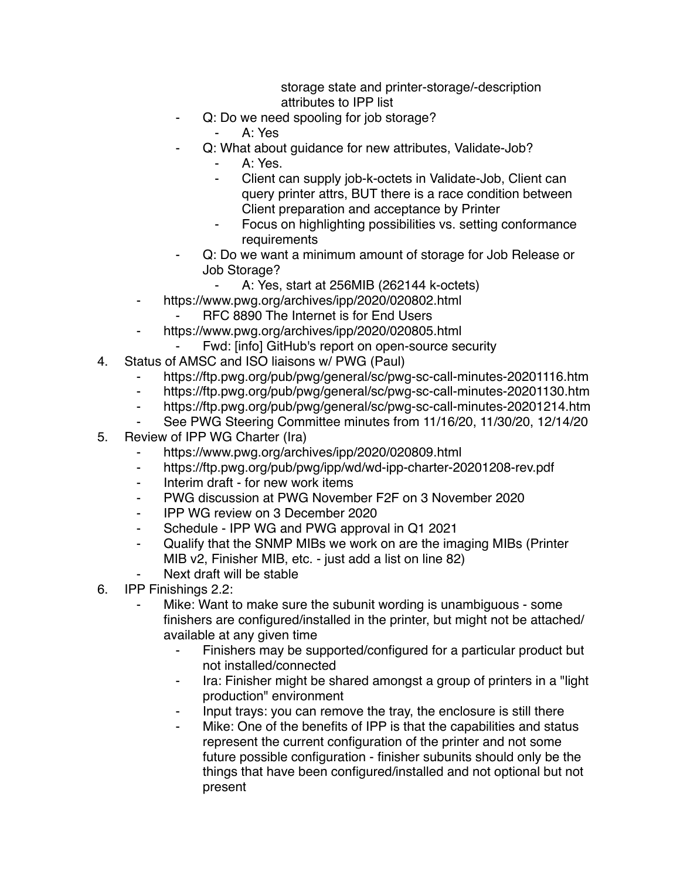storage state and printer-storage/-description attributes to IPP list
        - Q: Do we need spooling for job storage?
            - A: Yes
        - Q: What about guidance for new attributes, Validate-Job?
            - A: Yes.
            - Client can supply job-k-octets in Validate-Job, Client can query printer attrs, BUT there is a race condition between Client preparation and acceptance by Printer
            - Focus on highlighting possibilities vs. setting conformance requirements
        - Q: Do we want a minimum amount of storage for Job Release or Job Storage?
            - A: Yes, start at 256MIB (262144 k-octets)
    - https://www.pwg.org/archives/ipp/2020/020802.html
        - RFC 8890 The Internet is for End Users
    - https://www.pwg.org/archives/ipp/2020/020805.html
        - Fwd: [info] GitHub's report on open-source security

4. Status of AMSC and ISO liaisons w/ PWG (Paul)
    - https://ftp.pwg.org/pub/pwg/general/sc/pwg-sc-call-minutes-20201116.htm
    - https://ftp.pwg.org/pub/pwg/general/sc/pwg-sc-call-minutes-20201130.htm
    - https://ftp.pwg.org/pub/pwg/general/sc/pwg-sc-call-minutes-20201214.htm
    - See PWG Steering Committee minutes from 11/16/20, 11/30/20, 12/14/20
5. Review of IPP WG Charter (Ira)
    - https://www.pwg.org/archives/ipp/2020/020809.html
    - https://ftp.pwg.org/pub/pwg/ipp/wd/wd-ipp-charter-20201208-rev.pdf
    - Interim draft - for new work items
    - PWG discussion at PWG November F2F on 3 November 2020
    - IPP WG review on 3 December 2020
    - Schedule - IPP WG and PWG approval in Q1 2021
    - Qualify that the SNMP MIBs we work on are the imaging MIBs (Printer MIB v2, Finisher MIB, etc. - just add a list on line 82)
    - Next draft will be stable
6. IPP Finishings 2.2:
    - Mike: Want to make sure the subunit wording is unambiguous - some finishers are configured/installed in the printer, but might not be attached/available at any given time
        - Finishers may be supported/configured for a particular product but not installed/connected
        - Ira: Finisher might be shared amongst a group of printers in a "light production" environment
        - Input trays: you can remove the tray, the enclosure is still there
        - Mike: One of the benefits of IPP is that the capabilities and status represent the current configuration of the printer and not some future possible configuration - finisher subunits should only be the things that have been configured/installed and not optional but not present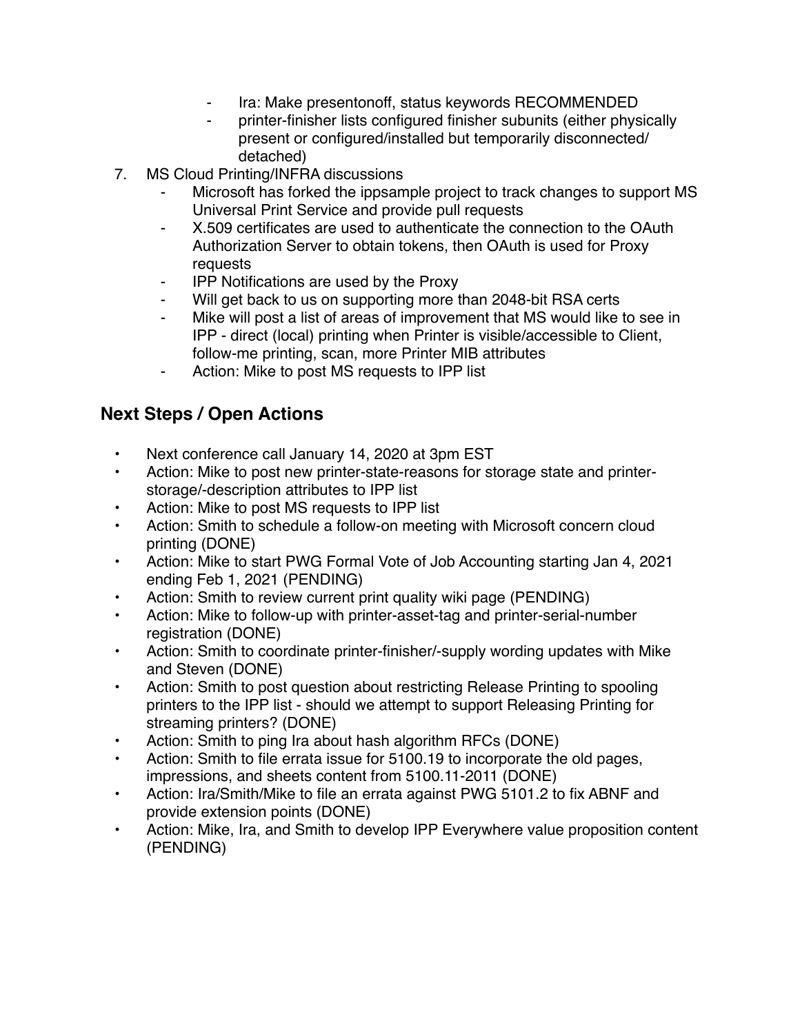- Ira: Make presentonoff, status keywords RECOMMENDED
        - printer-finisher lists configured finisher subunits (either physically present or configured/installed but temporarily disconnected/detached)

7. MS Cloud Printing/INFRA discussions
    - Microsoft has forked the ippsample project to track changes to support MS Universal Print Service and provide pull requests
    - X.509 certificates are used to authenticate the connection to the OAuth Authorization Server to obtain tokens, then OAuth is used for Proxy requests
    - IPP Notifications are used by the Proxy
    - Will get back to us on supporting more than 2048-bit RSA certs
    - Mike will post a list of areas of improvement that MS would like to see in IPP - direct (local) printing when Printer is visible/accessible to Client, follow-me printing, scan, more Printer MIB attributes
    - Action: Mike to post MS requests to IPP list

## Next Steps / Open Actions

- Next conference call January 14, 2020 at 3pm EST
- Action: Mike to post new printer-state-reasons for storage state and printer-storage/-description attributes to IPP list
- Action: Mike to post MS requests to IPP list
- Action: Smith to schedule a follow-on meeting with Microsoft concern cloud printing (DONE)
- Action: Mike to start PWG Formal Vote of Job Accounting starting Jan 4, 2021 ending Feb 1, 2021 (PENDING)
- Action: Smith to review current print quality wiki page (PENDING)
- Action: Mike to follow-up with printer-asset-tag and printer-serial-number registration (DONE)
- Action: Smith to coordinate printer-finisher/-supply wording updates with Mike and Steven (DONE)
- Action: Smith to post question about restricting Release Printing to spooling printers to the IPP list - should we attempt to support Releasing Printing for streaming printers? (DONE)
- Action: Smith to ping Ira about hash algorithm RFCs (DONE)
- Action: Smith to file errata issue for 5100.19 to incorporate the old pages, impressions, and sheets content from 5100.11-2011 (DONE)
- Action: Ira/Smith/Mike to file an errata against PWG 5101.2 to fix ABNF and provide extension points (DONE)
- Action: Mike, Ira, and Smith to develop IPP Everywhere value proposition content (PENDING)